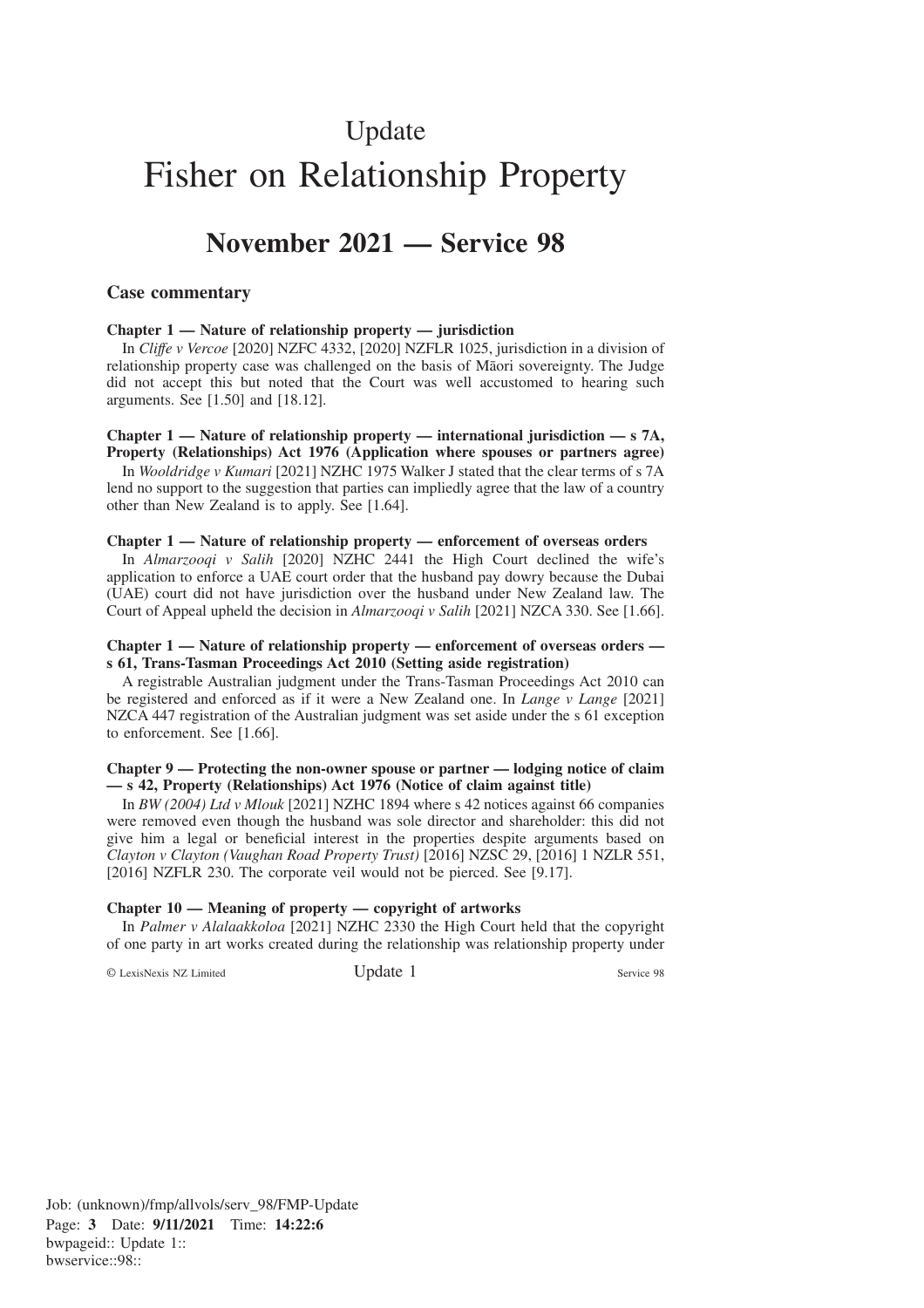# Update

# Fisher on Relationship Property

## November 2021 — Service 98

### Case commentary

**Chapter 1 — Nature of relationship property — jurisdiction**

In *Cliffe v Vercoe* [2020] NZFC 4332, [2020] NZFLR 1025, jurisdiction in a division of relationship property case was challenged on the basis of Māori sovereignty. The Judge did not accept this but noted that the Court was well accustomed to hearing such arguments. See [1.50] and [18.12].

**Chapter 1 — Nature of relationship property — international jurisdiction — s 7A, Property (Relationships) Act 1976 (Application where spouses or partners agree)**

In *Wooldridge v Kumari* [2021] NZHC 1975 Walker J stated that the clear terms of s 7A lend no support to the suggestion that parties can impliedly agree that the law of a country other than New Zealand is to apply. See [1.64].

**Chapter 1 — Nature of relationship property — enforcement of overseas orders**

In *Almarzooqi v Salih* [2020] NZHC 2441 the High Court declined the wife's application to enforce a UAE court order that the husband pay dowry because the Dubai (UAE) court did not have jurisdiction over the husband under New Zealand law. The Court of Appeal upheld the decision in *Almarzooqi v Salih* [2021] NZCA 330. See [1.66].

**Chapter 1 — Nature of relationship property — enforcement of overseas orders — s 61, Trans-Tasman Proceedings Act 2010 (Setting aside registration)**

A registrable Australian judgment under the Trans-Tasman Proceedings Act 2010 can be registered and enforced as if it were a New Zealand one. In *Lange v Lange* [2021] NZCA 447 registration of the Australian judgment was set aside under the s 61 exception to enforcement. See [1.66].

**Chapter 9 — Protecting the non-owner spouse or partner — lodging notice of claim — s 42, Property (Relationships) Act 1976 (Notice of claim against title)**

In *BW (2004) Ltd v Mlouk* [2021] NZHC 1894 where s 42 notices against 66 companies were removed even though the husband was sole director and shareholder: this did not give him a legal or beneficial interest in the properties despite arguments based on *Clayton v Clayton (Vaughan Road Property Trust)* [2016] NZSC 29, [2016] 1 NZLR 551, [2016] NZFLR 230. The corporate veil would not be pierced. See [9.17].

**Chapter 10 — Meaning of property — copyright of artworks**

In *Palmer v Alalaakkoloa* [2021] NZHC 2330 the High Court held that the copyright of one party in art works created during the relationship was relationship property under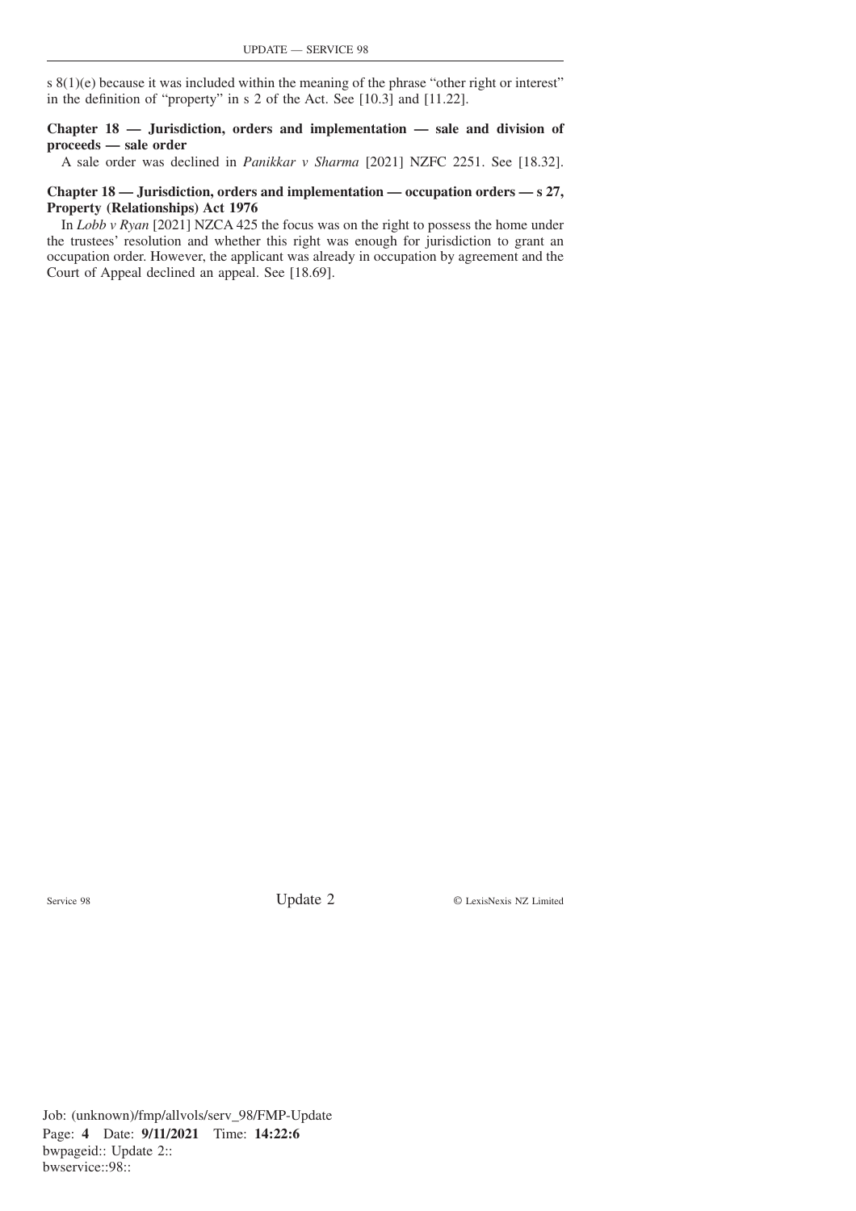s 8(1)(e) because it was included within the meaning of the phrase "other right or interest" in the definition of "property" in s 2 of the Act. See [10.3] and [11.22].

**Chapter 18 — Jurisdiction, orders and implementation — sale and division of proceeds — sale order**

A sale order was declined in *Panikkar v Sharma* [2021] NZFC 2251. See [18.32].

**Chapter 18 — Jurisdiction, orders and implementation — occupation orders — s 27, Property (Relationships) Act 1976**

In *Lobb v Ryan* [2021] NZCA 425 the focus was on the right to possess the home under the trustees' resolution and whether this right was enough for jurisdiction to grant an occupation order. However, the applicant was already in occupation by agreement and the Court of Appeal declined an appeal. See [18.69].